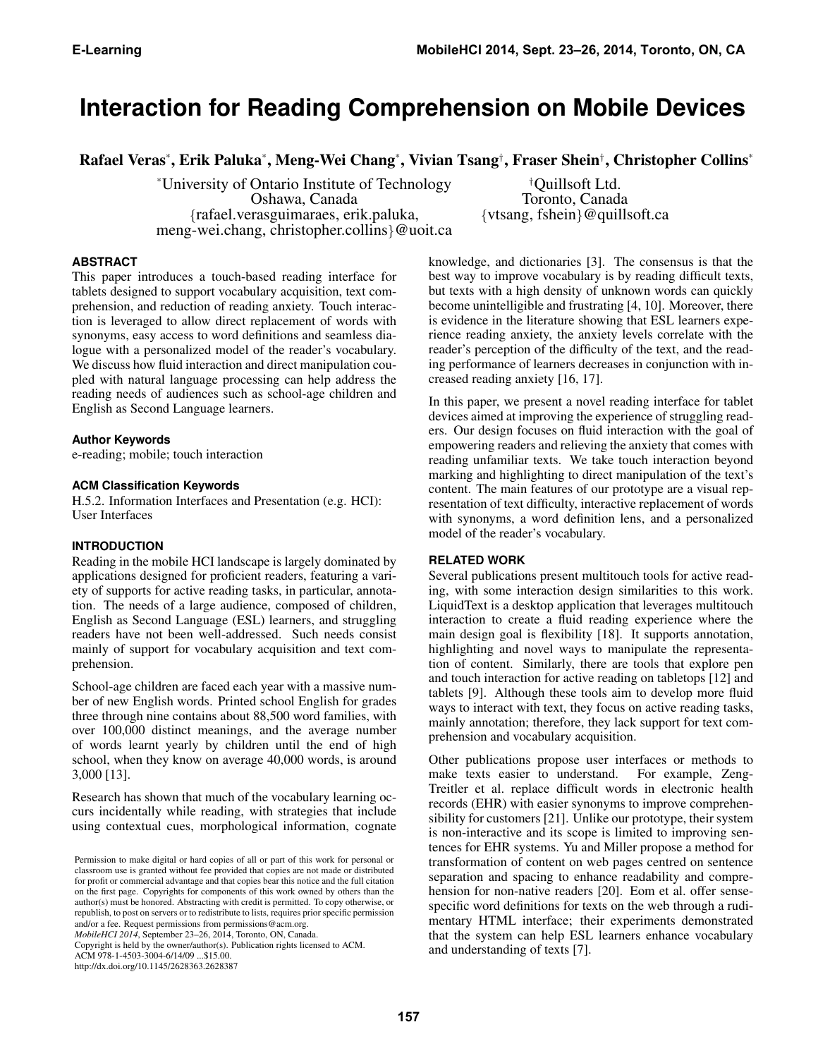# Interaction for Reading Comprehension on Mobile Devices

**Rafael Veras[*], Erik Paluka[*], Meng-Wei Chang[*], Vivian Tsang[†], Fraser Shein[†], Christopher Collins[*]**

[*]University of Ontario Institute of Technology
Oshawa, Canada
{rafael.verasguimaraes, erik.paluka, meng-wei.chang, christopher.collins}@uoit.ca

[†]Quillsoft Ltd.
Toronto, Canada
{vtsang, fshein}@quillsoft.ca

### ABSTRACT

This paper introduces a touch-based reading interface for tablets designed to support vocabulary acquisition, text comprehension, and reduction of reading anxiety. Touch interaction is leveraged to allow direct replacement of words with synonyms, easy access to word definitions and seamless dialogue with a personalized model of the reader's vocabulary. We discuss how fluid interaction and direct manipulation coupled with natural language processing can help address the reading needs of audiences such as school-age children and English as Second Language learners.

### Author Keywords

e-reading; mobile; touch interaction

### ACM Classification Keywords

H.5.2. Information Interfaces and Presentation (e.g. HCI): User Interfaces

### INTRODUCTION

Reading in the mobile HCI landscape is largely dominated by applications designed for proficient readers, featuring a variety of supports for active reading tasks, in particular, annotation. The needs of a large audience, composed of children, English as Second Language (ESL) learners, and struggling readers have not been well-addressed. Such needs consist mainly of support for vocabulary acquisition and text comprehension.

School-age children are faced each year with a massive number of new English words. Printed school English for grades three through nine contains about 88,500 word families, with over 100,000 distinct meanings, and the average number of words learnt yearly by children until the end of high school, when they know on average 40,000 words, is around 3,000 [13].

Research has shown that much of the vocabulary learning occurs incidentally while reading, with strategies that include using contextual cues, morphological information, cognate knowledge, and dictionaries [3]. The consensus is that the best way to improve vocabulary is by reading difficult texts, but texts with a high density of unknown words can quickly become unintelligible and frustrating [4, 10]. Moreover, there is evidence in the literature showing that ESL learners experience reading anxiety, the anxiety levels correlate with the reader's perception of the difficulty of the text, and the reading performance of learners decreases in conjunction with increased reading anxiety [16, 17].

In this paper, we present a novel reading interface for tablet devices aimed at improving the experience of struggling readers. Our design focuses on fluid interaction with the goal of empowering readers and relieving the anxiety that comes with reading unfamiliar texts. We take touch interaction beyond marking and highlighting to direct manipulation of the text's content. The main features of our prototype are a visual representation of text difficulty, interactive replacement of words with synonyms, a word definition lens, and a personalized model of the reader's vocabulary.

### RELATED WORK

Several publications present multitouch tools for active reading, with some interaction design similarities to this work. LiquidText is a desktop application that leverages multitouch interaction to create a fluid reading experience where the main design goal is flexibility [18]. It supports annotation, highlighting and novel ways to manipulate the representation of content. Similarly, there are tools that explore pen and touch interaction for active reading on tabletops [12] and tablets [9]. Although these tools aim to develop more fluid ways to interact with text, they focus on active reading tasks, mainly annotation; therefore, they lack support for text comprehension and vocabulary acquisition.

Other publications propose user interfaces or methods to make texts easier to understand. For example, Zeng-Treitler et al. replace difficult words in electronic health records (EHR) with easier synonyms to improve comprehensibility for customers [21]. Unlike our prototype, their system is non-interactive and its scope is limited to improving sentences for EHR systems. Yu and Miller propose a method for transformation of content on web pages centred on sentence separation and spacing to enhance readability and comprehension for non-native readers [20]. Eom et al. offer sense-specific word definitions for texts on the web through a rudimentary HTML interface; their experiments demonstrated that the system can help ESL learners enhance vocabulary and understanding of texts [7].

Permission to make digital or hard copies of all or part of this work for personal or classroom use is granted without fee provided that copies are not made or distributed for profit or commercial advantage and that copies bear this notice and the full citation on the first page. Copyrights for components of this work owned by others than the author(s) must be honored. Abstracting with credit is permitted. To copy otherwise, or republish, to post on servers or to redistribute to lists, requires prior specific permission and/or a fee. Request permissions from permissions@acm.org.
*MobileHCI 2014*, September 23–26, 2014, Toronto, ON, Canada.
Copyright is held by the owner/author(s). Publication rights licensed to ACM.
ACM 978-1-4503-3004-6/14/09 ...$15.00.
http://dx.doi.org/10.1145/2628363.2628387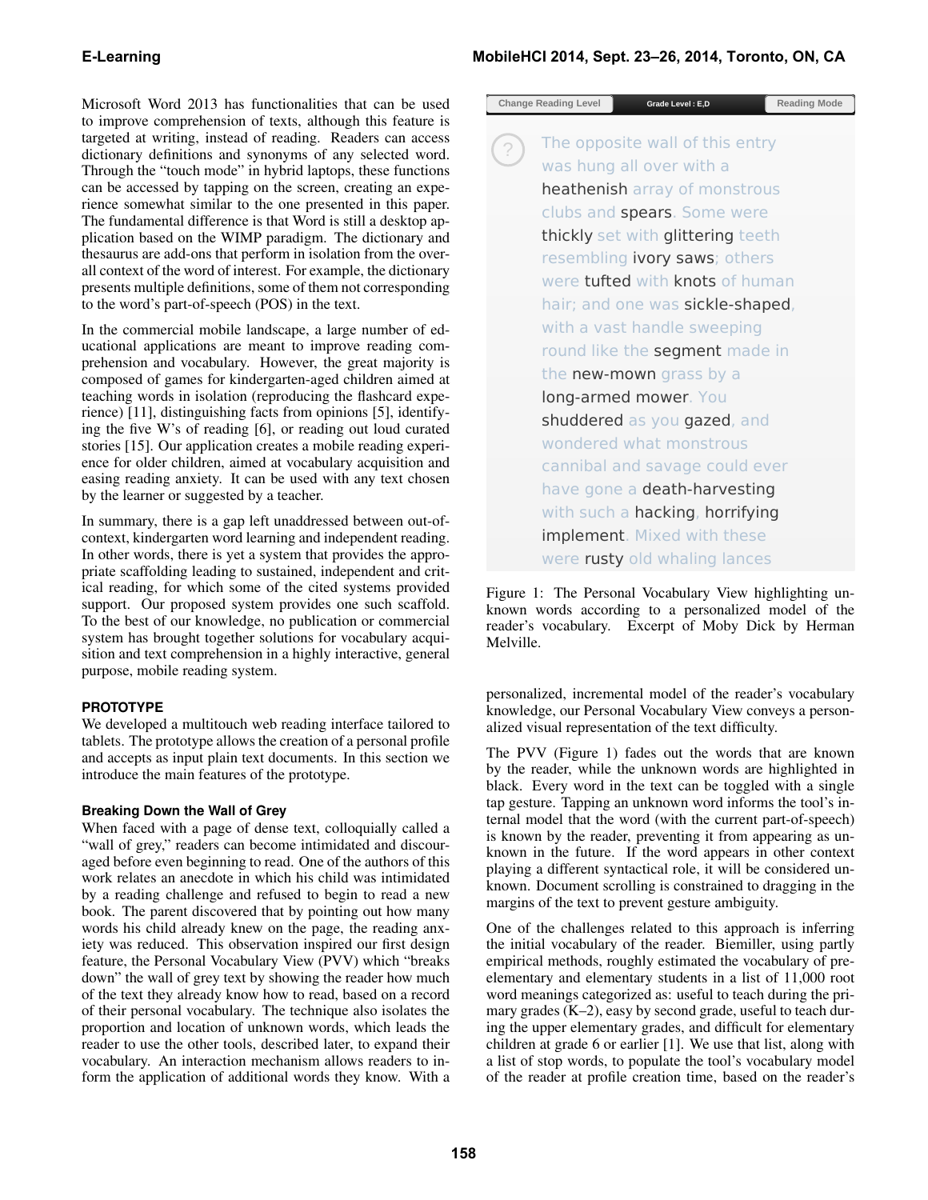Microsoft Word 2013 has functionalities that can be used to improve comprehension of texts, although this feature is targeted at writing, instead of reading. Readers can access dictionary definitions and synonyms of any selected word. Through the "touch mode" in hybrid laptops, these functions can be accessed by tapping on the screen, creating an experience somewhat similar to the one presented in this paper. The fundamental difference is that Word is still a desktop application based on the WIMP paradigm. The dictionary and thesaurus are add-ons that perform in isolation from the overall context of the word of interest. For example, the dictionary presents multiple definitions, some of them not corresponding to the word's part-of-speech (POS) in the text.

In the commercial mobile landscape, a large number of educational applications are meant to improve reading comprehension and vocabulary. However, the great majority is composed of games for kindergarten-aged children aimed at teaching words in isolation (reproducing the flashcard experience) [11], distinguishing facts from opinions [5], identifying the five W's of reading [6], or reading out loud curated stories [15]. Our application creates a mobile reading experience for older children, aimed at vocabulary acquisition and easing reading anxiety. It can be used with any text chosen by the learner or suggested by a teacher.

In summary, there is a gap left unaddressed between out-of-context, kindergarten word learning and independent reading. In other words, there is yet a system that provides the appropriate scaffolding leading to sustained, independent and critical reading, for which some of the cited systems provided support. Our proposed system provides one such scaffold. To the best of our knowledge, no publication or commercial system has brought together solutions for vocabulary acquisition and text comprehension in a highly interactive, general purpose, mobile reading system.

## PROTOTYPE

We developed a multitouch web reading interface tailored to tablets. The prototype allows the creation of a personal profile and accepts as input plain text documents. In this section we introduce the main features of the prototype.

### Breaking Down the Wall of Grey

When faced with a page of dense text, colloquially called a "wall of grey," readers can become intimidated and discouraged before even beginning to read. One of the authors of this work relates an anecdote in which his child was intimidated by a reading challenge and refused to begin to read a new book. The parent discovered that by pointing out how many words his child already knew on the page, the reading anxiety was reduced. This observation inspired our first design feature, the Personal Vocabulary View (PVV) which "breaks down" the wall of grey text by showing the reader how much of the text they already know how to read, based on a record of their personal vocabulary. The technique also isolates the proportion and location of unknown words, which leads the reader to use the other tools, described later, to expand their vocabulary. An interaction mechanism allows readers to inform the application of additional words they know. With a personalized, incremental model of the reader's vocabulary knowledge, our Personal Vocabulary View conveys a personalized visual representation of the text difficulty.

Figure 1: The Personal Vocabulary View highlighting unknown words according to a personalized model of the reader's vocabulary. Excerpt of Moby Dick by Herman Melville.

The PVV (Figure 1) fades out the words that are known by the reader, while the unknown words are highlighted in black. Every word in the text can be toggled with a single tap gesture. Tapping an unknown word informs the tool's internal model that the word (with the current part-of-speech) is known by the reader, preventing it from appearing as unknown in the future. If the word appears in other context playing a different syntactical role, it will be considered unknown. Document scrolling is constrained to dragging in the margins of the text to prevent gesture ambiguity.

One of the challenges related to this approach is inferring the initial vocabulary of the reader. Biemiller, using partly empirical methods, roughly estimated the vocabulary of pre-elementary and elementary students in a list of 11,000 root word meanings categorized as: useful to teach during the primary grades (K–2), easy by second grade, useful to teach during the upper elementary grades, and difficult for elementary children at grade 6 or earlier [1]. We use that list, along with a list of stop words, to populate the tool's vocabulary model of the reader at profile creation time, based on the reader's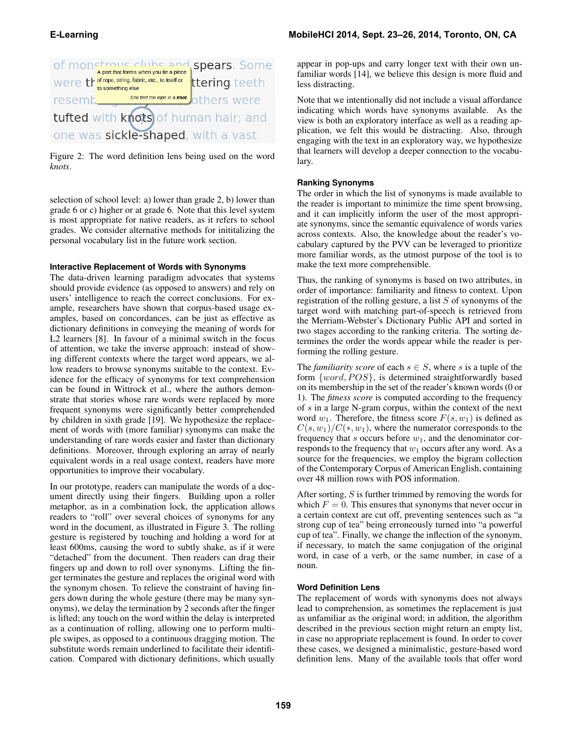Figure 2: The word definition lens being used on the word *knots*.

selection of school level: a) lower than grade 2, b) lower than grade 6 or c) higher or at grade 6. Note that this level system is most appropriate for native readers, as it refers to school grades. We consider alternative methods for inititalizing the personal vocabulary list in the future work section.

#### Interactive Replacement of Words with Synonyms

The data-driven learning paradigm advocates that systems should provide evidence (as opposed to answers) and rely on users' intelligence to reach the correct conclusions. For example, researchers have shown that corpus-based usage examples, based on concordances, can be just as effective as dictionary definitions in conveying the meaning of words for L2 learners [8]. In favour of a minimal switch in the focus of attention, we take the inverse approach: instead of showing different contexts where the target word appears, we allow readers to browse synonyms suitable to the context. Evidence for the efficacy of synonyms for text comprehension can be found in Wittrock et al., where the authors demonstrate that stories whose rare words were replaced by more frequent synonyms were significantly better comprehended by children in sixth grade [19]. We hypothesize the replacement of words with (more familiar) synonyms can make the understanding of rare words easier and faster than dictionary definitions. Moreover, through exploring an array of nearly equivalent words in a real usage context, readers have more opportunities to improve their vocabulary.

In our prototype, readers can manipulate the words of a document directly using their fingers. Building upon a roller metaphor, as in a combination lock, the application allows readers to "roll" over several choices of synonyms for any word in the document, as illustrated in Figure 3. The rolling gesture is registered by touching and holding a word for at least 600ms, causing the word to subtly shake, as if it were "detached" from the document. Then readers can drag their fingers up and down to roll over synonyms. Lifting the finger terminates the gesture and replaces the original word with the synonym chosen. To relieve the constraint of having fingers down during the whole gesture (there may be many synonyms), we delay the termination by 2 seconds after the finger is lifted; any touch on the word within the delay is interpreted as a continuation of rolling, allowing one to perform multiple swipes, as opposed to a continuous dragging motion. The substitute words remain underlined to facilitate their identification. Compared with dictionary definitions, which usually appear in pop-ups and carry longer text with their own unfamiliar words [14], we believe this design is more fluid and less distracting.

Note that we intentionally did not include a visual affordance indicating which words have synonyms available. As the view is both an exploratory interface as well as a reading application, we felt this would be distracting. Also, through engaging with the text in an exploratory way, we hypothesize that learners will develop a deeper connection to the vocabulary.

#### Ranking Synonyms

The order in which the list of synonyms is made available to the reader is important to minimize the time spent browsing, and it can implicitly inform the user of the most appropriate synonyms, since the semantic equivalence of words varies across contexts. Also, the knowledge about the reader's vocabulary captured by the PVV can be leveraged to prioritize more familiar words, as the utmost purpose of the tool is to make the text more comprehensible.

Thus, the ranking of synonyms is based on two attributes, in order of importance: familiarity and fitness to context. Upon registration of the rolling gesture, a list $S$ of synonyms of the target word with matching part-of-speech is retrieved from the Merriam-Webster's Dictionary Public API and sorted in two stages according to the ranking criteria. The sorting determines the order the words appear while the reader is performing the rolling gesture.

The *familiarity score* of each $s \in S$, where $s$ is a tuple of the form $\{word, POS\}$, is determined straightforwardly based on its membership in the set of the reader's known words (0 or 1). The *fitness score* is computed according to the frequency of $s$ in a large N-gram corpus, within the context of the next word $w_1$. Therefore, the fitness score $F(s, w_1)$ is defined as $C(s, w_1)/C(*, w_1)$, where the numerator corresponds to the frequency that $s$ occurs before $w_1$, and the denominator corresponds to the frequency that $w_1$ occurs after any word. As a source for the frequencies, we employ the bigram collection of the Contemporary Corpus of American English, containing over 48 million rows with POS information.

After sorting, $S$ is further trimmed by removing the words for which $F = 0$. This ensures that synonyms that never occur in a certain context are cut off, preventing sentences such as "a strong cup of tea" being erroneously turned into "a powerful cup of tea". Finally, we change the inflection of the synonym, if necessary, to match the same conjugation of the original word, in case of a verb, or the same number, in case of a noun.

#### Word Definition Lens

The replacement of words with synonyms does not always lead to comprehension, as sometimes the replacement is just as unfamiliar as the original word; in addition, the algorithm described in the previous section might return an empty list, in case no appropriate replacement is found. In order to cover these cases, we designed a minimalistic, gesture-based word definition lens. Many of the available tools that offer word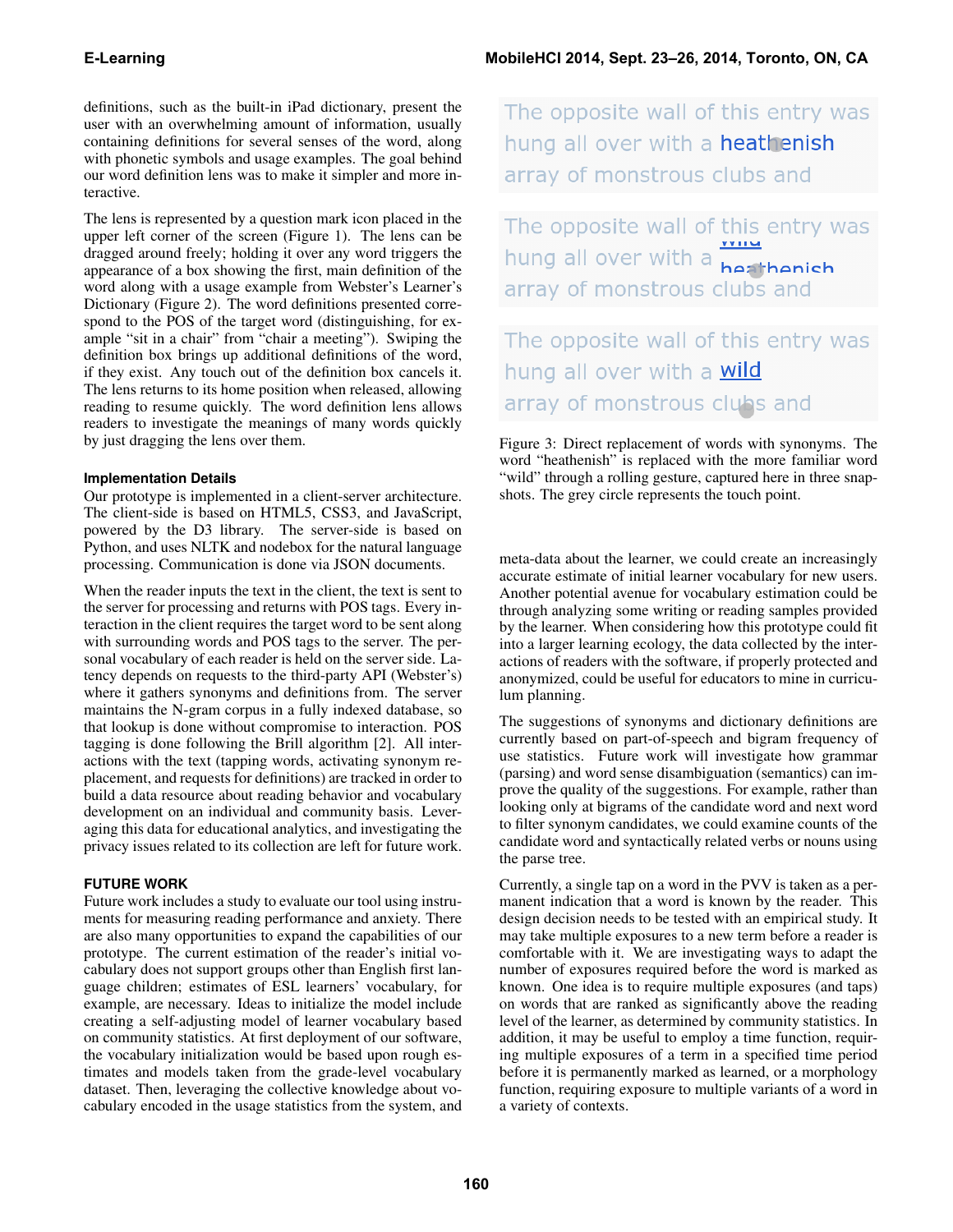definitions, such as the built-in iPad dictionary, present the user with an overwhelming amount of information, usually containing definitions for several senses of the word, along with phonetic symbols and usage examples. The goal behind our word definition lens was to make it simpler and more interactive.

The lens is represented by a question mark icon placed in the upper left corner of the screen (Figure 1). The lens can be dragged around freely; holding it over any word triggers the appearance of a box showing the first, main definition of the word along with a usage example from Webster's Learner's Dictionary (Figure 2). The word definitions presented correspond to the POS of the target word (distinguishing, for example "sit in a chair" from "chair a meeting"). Swiping the definition box brings up additional definitions of the word, if they exist. Any touch out of the definition box cancels it. The lens returns to its home position when released, allowing reading to resume quickly. The word definition lens allows readers to investigate the meanings of many words quickly by just dragging the lens over them.

### Implementation Details

Our prototype is implemented in a client-server architecture. The client-side is based on HTML5, CSS3, and JavaScript, powered by the D3 library. The server-side is based on Python, and uses NLTK and nodebox for the natural language processing. Communication is done via JSON documents.

When the reader inputs the text in the client, the text is sent to the server for processing and returns with POS tags. Every interaction in the client requires the target word to be sent along with surrounding words and POS tags to the server. The personal vocabulary of each reader is held on the server side. Latency depends on requests to the third-party API (Webster's) where it gathers synonyms and definitions from. The server maintains the N-gram corpus in a fully indexed database, so that lookup is done without compromise to interaction. POS tagging is done following the Brill algorithm [2]. All interactions with the text (tapping words, activating synonym replacement, and requests for definitions) are tracked in order to build a data resource about reading behavior and vocabulary development on an individual and community basis. Leveraging this data for educational analytics, and investigating the privacy issues related to its collection are left for future work.

## FUTURE WORK

Future work includes a study to evaluate our tool using instruments for measuring reading performance and anxiety. There are also many opportunities to expand the capabilities of our prototype. The current estimation of the reader's initial vocabulary does not support groups other than English first language children; estimates of ESL learners' vocabulary, for example, are necessary. Ideas to initialize the model include creating a self-adjusting model of learner vocabulary based on community statistics. At first deployment of our software, the vocabulary initialization would be based upon rough estimates and models taken from the grade-level vocabulary dataset. Then, leveraging the collective knowledge about vocabulary encoded in the usage statistics from the system, and meta-data about the learner, we could create an increasingly accurate estimate of initial learner vocabulary for new users. Another potential avenue for vocabulary estimation could be through analyzing some writing or reading samples provided by the learner. When considering how this prototype could fit into a larger learning ecology, the data collected by the interactions of readers with the software, if properly protected and anonymized, could be useful for educators to mine in curriculum planning.

Figure 3: Direct replacement of words with synonyms. The word "heathenish" is replaced with the more familiar word "wild" through a rolling gesture, captured here in three snapshots. The grey circle represents the touch point.

The suggestions of synonyms and dictionary definitions are currently based on part-of-speech and bigram frequency of use statistics. Future work will investigate how grammar (parsing) and word sense disambiguation (semantics) can improve the quality of the suggestions. For example, rather than looking only at bigrams of the candidate word and next word to filter synonym candidates, we could examine counts of the candidate word and syntactically related verbs or nouns using the parse tree.

Currently, a single tap on a word in the PVV is taken as a permanent indication that a word is known by the reader. This design decision needs to be tested with an empirical study. It may take multiple exposures to a new term before a reader is comfortable with it. We are investigating ways to adapt the number of exposures required before the word is marked as known. One idea is to require multiple exposures (and taps) on words that are ranked as significantly above the reading level of the learner, as determined by community statistics. In addition, it may be useful to employ a time function, requiring multiple exposures of a term in a specified time period before it is permanently marked as learned, or a morphology function, requiring exposure to multiple variants of a word in a variety of contexts.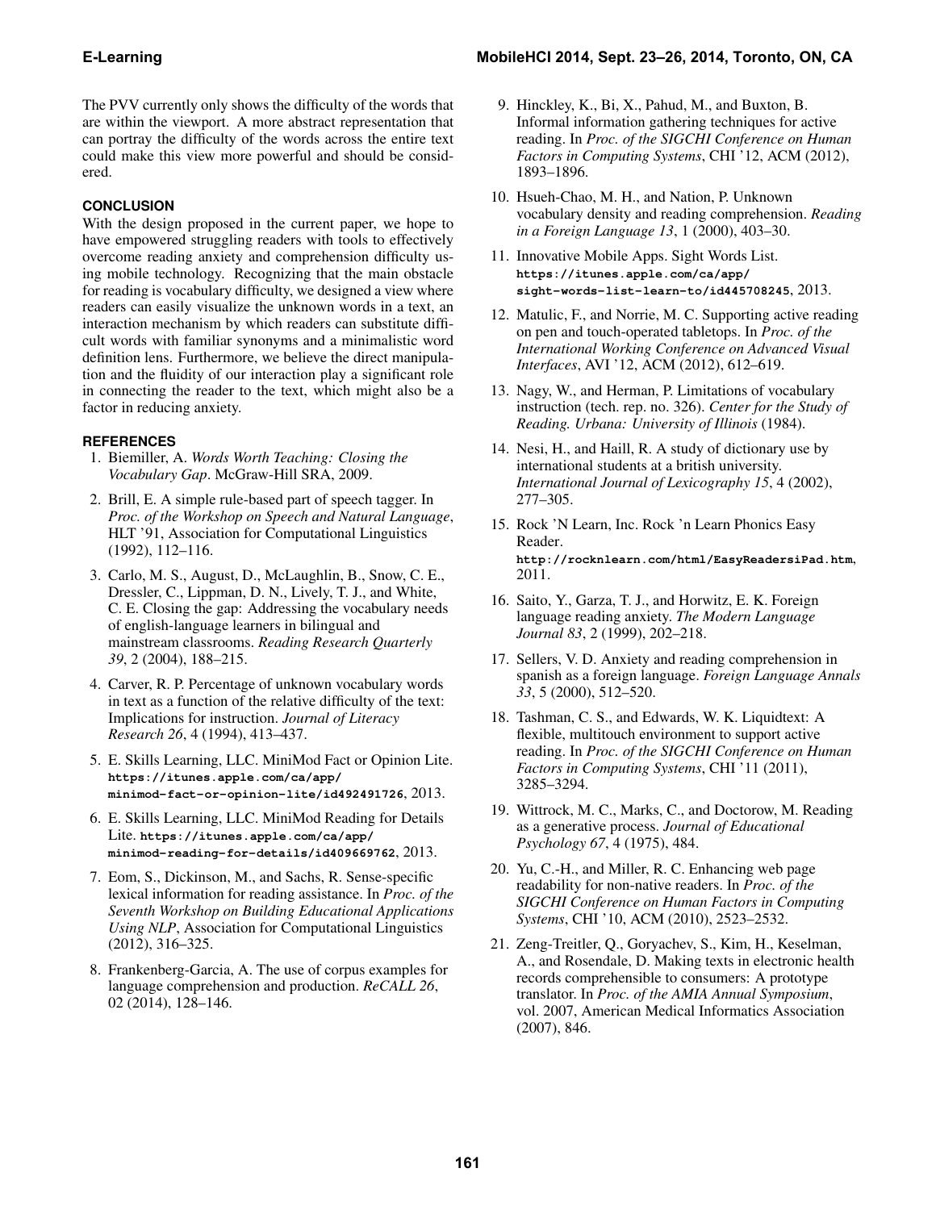The PVV currently only shows the difficulty of the words that are within the viewport. A more abstract representation that can portray the difficulty of the words across the entire text could make this view more powerful and should be considered.

## CONCLUSION

With the design proposed in the current paper, we hope to have empowered struggling readers with tools to effectively overcome reading anxiety and comprehension difficulty using mobile technology. Recognizing that the main obstacle for reading is vocabulary difficulty, we designed a view where readers can easily visualize the unknown words in a text, an interaction mechanism by which readers can substitute difficult words with familiar synonyms and a minimalistic word definition lens. Furthermore, we believe the direct manipulation and the fluidity of our interaction play a significant role in connecting the reader to the text, which might also be a factor in reducing anxiety.

## REFERENCES

1. Biemiller, A. *Words Worth Teaching: Closing the Vocabulary Gap*. McGraw-Hill SRA, 2009.
2. Brill, E. A simple rule-based part of speech tagger. In *Proc. of the Workshop on Speech and Natural Language*, HLT '91, Association for Computational Linguistics (1992), 112–116.
3. Carlo, M. S., August, D., McLaughlin, B., Snow, C. E., Dressler, C., Lippman, D. N., Lively, T. J., and White, C. E. Closing the gap: Addressing the vocabulary needs of english-language learners in bilingual and mainstream classrooms. *Reading Research Quarterly 39*, 2 (2004), 188–215.
4. Carver, R. P. Percentage of unknown vocabulary words in text as a function of the relative difficulty of the text: Implications for instruction. *Journal of Literacy Research 26*, 4 (1994), 413–437.
5. E. Skills Learning, LLC. MiniMod Fact or Opinion Lite. `https://itunes.apple.com/ca/app/minimod-fact-or-opinion-lite/id492491726`, 2013.
6. E. Skills Learning, LLC. MiniMod Reading for Details Lite. `https://itunes.apple.com/ca/app/minimod-reading-for-details/id409669762`, 2013.
7. Eom, S., Dickinson, M., and Sachs, R. Sense-specific lexical information for reading assistance. In *Proc. of the Seventh Workshop on Building Educational Applications Using NLP*, Association for Computational Linguistics (2012), 316–325.
8. Frankenberg-Garcia, A. The use of corpus examples for language comprehension and production. *ReCALL 26*, 02 (2014), 128–146.
9. Hinckley, K., Bi, X., Pahud, M., and Buxton, B. Informal information gathering techniques for active reading. In *Proc. of the SIGCHI Conference on Human Factors in Computing Systems*, CHI '12, ACM (2012), 1893–1896.
10. Hsueh-Chao, M. H., and Nation, P. Unknown vocabulary density and reading comprehension. *Reading in a Foreign Language 13*, 1 (2000), 403–30.
11. Innovative Mobile Apps. Sight Words List. `https://itunes.apple.com/ca/app/sight-words-list-learn-to/id445708245`, 2013.
12. Matulic, F., and Norrie, M. C. Supporting active reading on pen and touch-operated tabletops. In *Proc. of the International Working Conference on Advanced Visual Interfaces*, AVI '12, ACM (2012), 612–619.
13. Nagy, W., and Herman, P. Limitations of vocabulary instruction (tech. rep. no. 326). *Center for the Study of Reading. Urbana: University of Illinois* (1984).
14. Nesi, H., and Haill, R. A study of dictionary use by international students at a british university. *International Journal of Lexicography 15*, 4 (2002), 277–305.
15. Rock 'N Learn, Inc. Rock 'n Learn Phonics Easy Reader. `http://rocknlearn.com/html/EasyReadersiPad.htm`, 2011.
16. Saito, Y., Garza, T. J., and Horwitz, E. K. Foreign language reading anxiety. *The Modern Language Journal 83*, 2 (1999), 202–218.
17. Sellers, V. D. Anxiety and reading comprehension in spanish as a foreign language. *Foreign Language Annals 33*, 5 (2000), 512–520.
18. Tashman, C. S., and Edwards, W. K. Liquidtext: A flexible, multitouch environment to support active reading. In *Proc. of the SIGCHI Conference on Human Factors in Computing Systems*, CHI '11 (2011), 3285–3294.
19. Wittrock, M. C., Marks, C., and Doctorow, M. Reading as a generative process. *Journal of Educational Psychology 67*, 4 (1975), 484.
20. Yu, C.-H., and Miller, R. C. Enhancing web page readability for non-native readers. In *Proc. of the SIGCHI Conference on Human Factors in Computing Systems*, CHI '10, ACM (2010), 2523–2532.
21. Zeng-Treitler, Q., Goryachev, S., Kim, H., Keselman, A., and Rosendale, D. Making texts in electronic health records comprehensible to consumers: A prototype translator. In *Proc. of the AMIA Annual Symposium*, vol. 2007, American Medical Informatics Association (2007), 846.